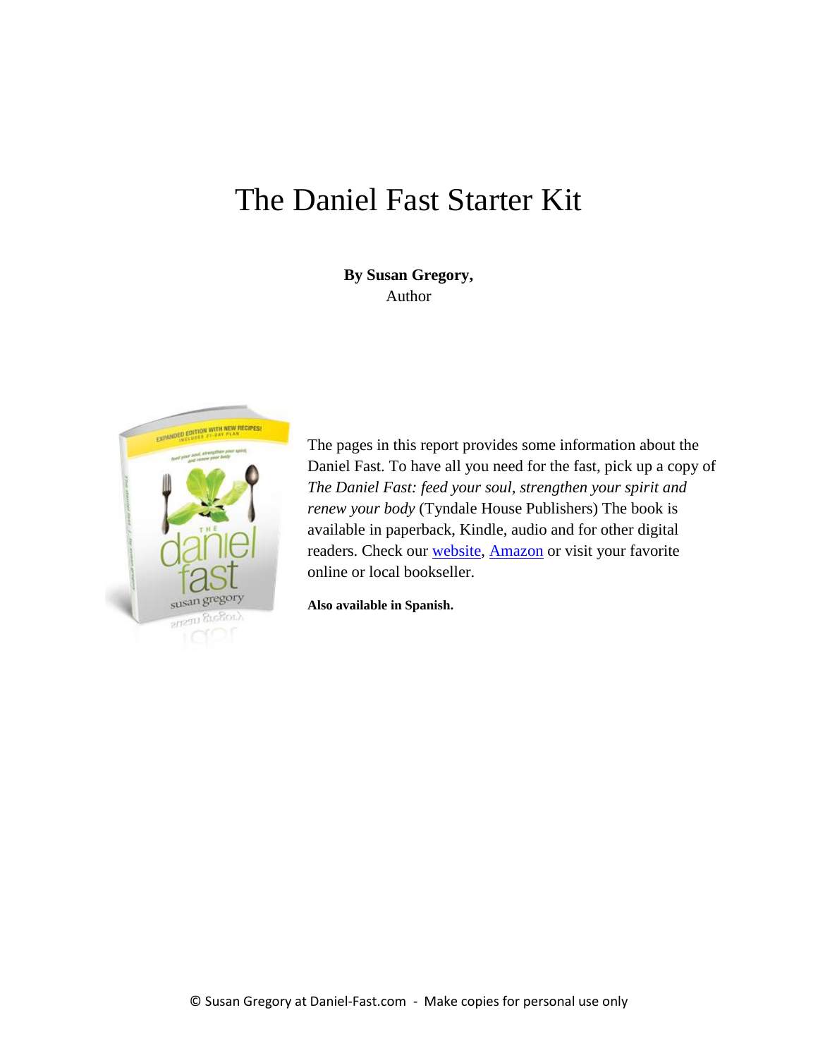# The Daniel Fast Starter Kit

**By Susan Gregory,**
Author

The pages in this report provides some information about the Daniel Fast. To have all you need for the fast, pick up a copy of *The Daniel Fast: feed your soul, strengthen your spirit and renew your body* (Tyndale House Publishers) The book is available in paperback, Kindle, audio and for other digital readers. Check our website, Amazon or visit your favorite online or local bookseller.

**Also available in Spanish.**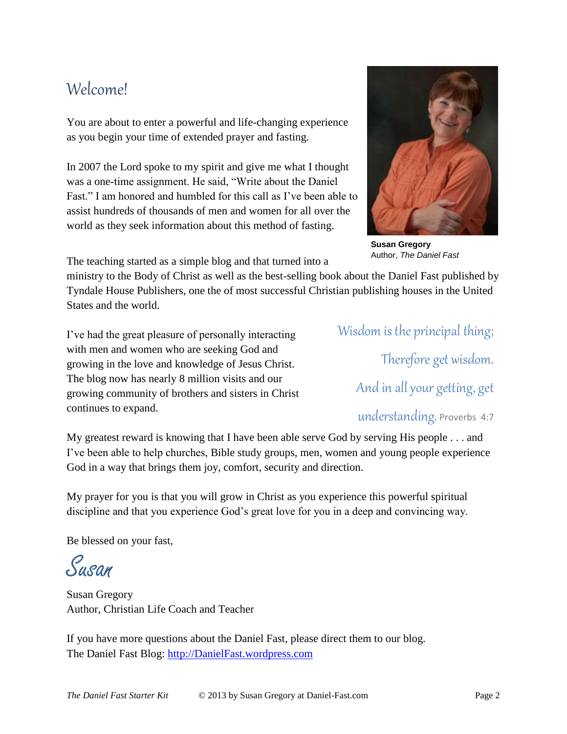## Welcome!

You are about to enter a powerful and life-changing experience as you begin your time of extended prayer and fasting.

In 2007 the Lord spoke to my spirit and give me what I thought was a one-time assignment. He said, "Write about the Daniel Fast." I am honored and humbled for this call as I've been able to assist hundreds of thousands of men and women for all over the world as they seek information about this method of fasting.

**Susan Gregory**
Author, *The Daniel Fast*

The teaching started as a simple blog and that turned into a ministry to the Body of Christ as well as the best-selling book about the Daniel Fast published by Tyndale House Publishers, one the of most successful Christian publishing houses in the United States and the world.

I've had the great pleasure of personally interacting with men and women who are seeking God and growing in the love and knowledge of Jesus Christ. The blog now has nearly 8 million visits and our growing community of brothers and sisters in Christ continues to expand.

> *Wisdom is the principal thing;*
> *Therefore get wisdom.*
> *And in all your getting, get understanding.* Proverbs 4:7

My greatest reward is knowing that I have been able serve God by serving His people . . . and I've been able to help churches, Bible study groups, men, women and young people experience God in a way that brings them joy, comfort, security and direction.

My prayer for you is that you will grow in Christ as you experience this powerful spiritual discipline and that you experience God's great love for you in a deep and convincing way.

Be blessed on your fast,

*Susan*

Susan Gregory
Author, Christian Life Coach and Teacher

If you have more questions about the Daniel Fast, please direct them to our blog.
The Daniel Fast Blog: [http://DanielFast.wordpress.com](http://DanielFast.wordpress.com)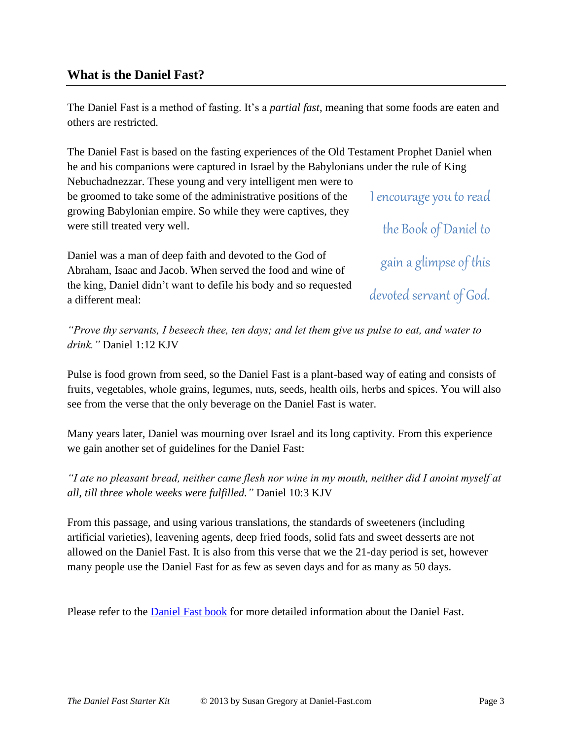## What is the Daniel Fast?

The Daniel Fast is a method of fasting. It's a *partial fast*, meaning that some foods are eaten and others are restricted.

The Daniel Fast is based on the fasting experiences of the Old Testament Prophet Daniel when he and his companions were captured in Israel by the Babylonians under the rule of King Nebuchadnezzar. These young and very intelligent men were to be groomed to take some of the administrative positions of the growing Babylonian empire. So while they were captives, they were still treated very well.

Daniel was a man of deep faith and devoted to the God of Abraham, Isaac and Jacob. When served the food and wine of the king, Daniel didn't want to defile his body and so requested a different meal:

I encourage you to read the Book of Daniel to gain a glimpse of this devoted servant of God.

*"Prove thy servants, I beseech thee, ten days; and let them give us pulse to eat, and water to drink."* Daniel 1:12 KJV

Pulse is food grown from seed, so the Daniel Fast is a plant-based way of eating and consists of fruits, vegetables, whole grains, legumes, nuts, seeds, health oils, herbs and spices. You will also see from the verse that the only beverage on the Daniel Fast is water.

Many years later, Daniel was mourning over Israel and its long captivity. From this experience we gain another set of guidelines for the Daniel Fast:

*"I ate no pleasant bread, neither came flesh nor wine in my mouth, neither did I anoint myself at all, till three whole weeks were fulfilled."* Daniel 10:3 KJV

From this passage, and using various translations, the standards of sweeteners (including artificial varieties), leavening agents, deep fried foods, solid fats and sweet desserts are not allowed on the Daniel Fast. It is also from this verse that we the 21-day period is set, however many people use the Daniel Fast for as few as seven days and for as many as 50 days.

Please refer to the [Daniel Fast book] for more detailed information about the Daniel Fast.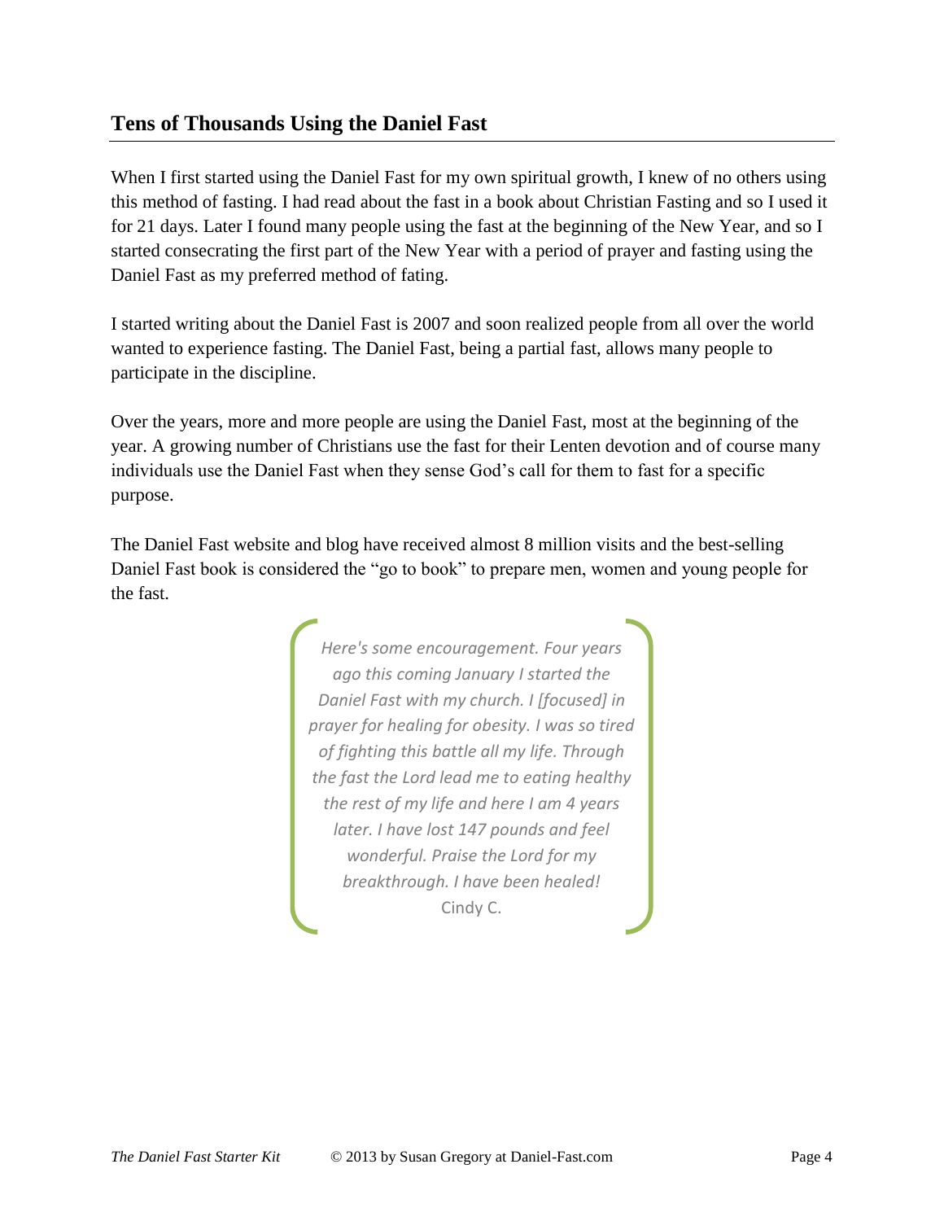## Tens of Thousands Using the Daniel Fast

When I first started using the Daniel Fast for my own spiritual growth, I knew of no others using this method of fasting. I had read about the fast in a book about Christian Fasting and so I used it for 21 days. Later I found many people using the fast at the beginning of the New Year, and so I started consecrating the first part of the New Year with a period of prayer and fasting using the Daniel Fast as my preferred method of fating.

I started writing about the Daniel Fast is 2007 and soon realized people from all over the world wanted to experience fasting. The Daniel Fast, being a partial fast, allows many people to participate in the discipline.

Over the years, more and more people are using the Daniel Fast, most at the beginning of the year. A growing number of Christians use the fast for their Lenten devotion and of course many individuals use the Daniel Fast when they sense God's call for them to fast for a specific purpose.

The Daniel Fast website and blog have received almost 8 million visits and the best-selling Daniel Fast book is considered the "go to book" to prepare men, women and young people for the fast.

> *Here's some encouragement. Four years ago this coming January I started the Daniel Fast with my church. I [focused] in prayer for healing for obesity. I was so tired of fighting this battle all my life. Through the fast the Lord lead me to eating healthy the rest of my life and here I am 4 years later. I have lost 147 pounds and feel wonderful. Praise the Lord for my breakthrough. I have been healed!*
>
> Cindy C.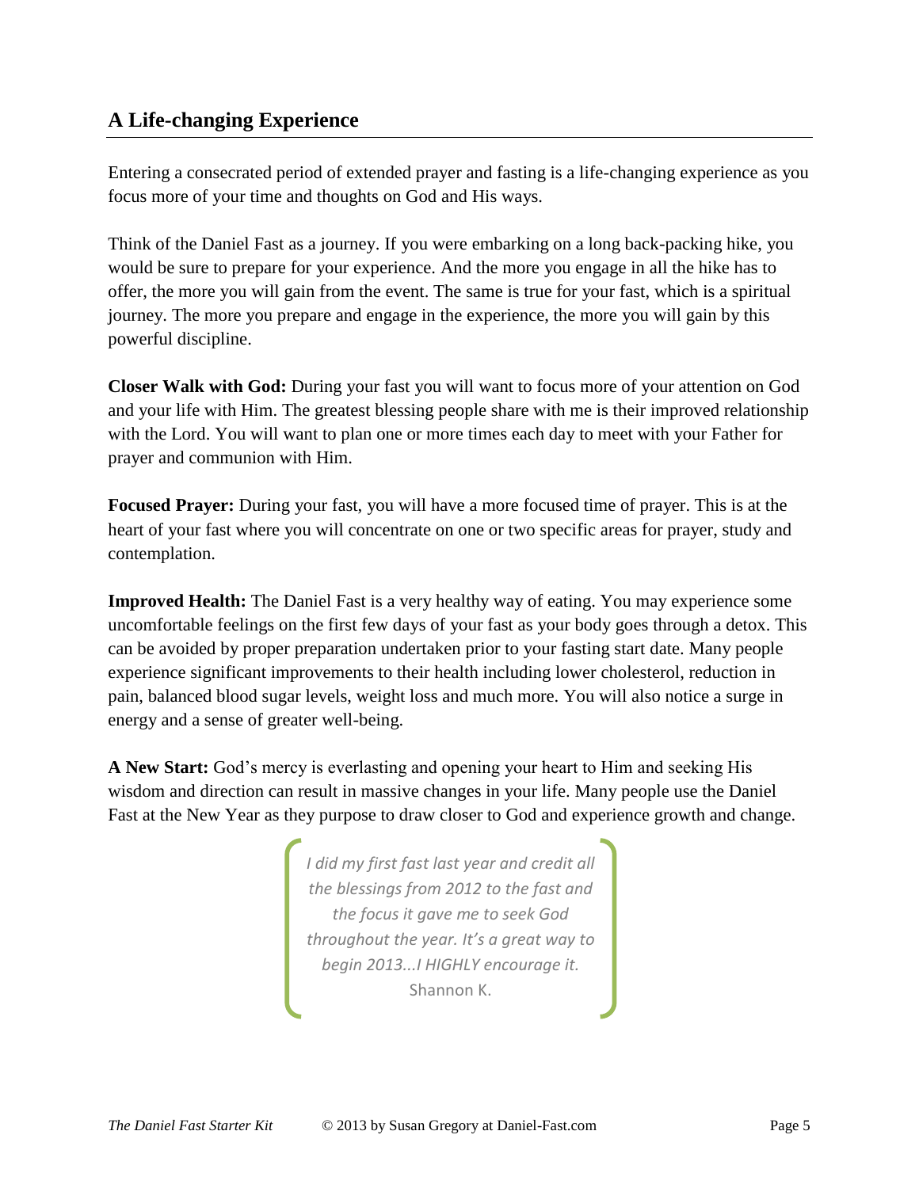## A Life-changing Experience

Entering a consecrated period of extended prayer and fasting is a life-changing experience as you focus more of your time and thoughts on God and His ways.

Think of the Daniel Fast as a journey. If you were embarking on a long back-packing hike, you would be sure to prepare for your experience. And the more you engage in all the hike has to offer, the more you will gain from the event. The same is true for your fast, which is a spiritual journey. The more you prepare and engage in the experience, the more you will gain by this powerful discipline.

**Closer Walk with God:** During your fast you will want to focus more of your attention on God and your life with Him. The greatest blessing people share with me is their improved relationship with the Lord. You will want to plan one or more times each day to meet with your Father for prayer and communion with Him.

**Focused Prayer:** During your fast, you will have a more focused time of prayer. This is at the heart of your fast where you will concentrate on one or two specific areas for prayer, study and contemplation.

**Improved Health:** The Daniel Fast is a very healthy way of eating. You may experience some uncomfortable feelings on the first few days of your fast as your body goes through a detox. This can be avoided by proper preparation undertaken prior to your fasting start date. Many people experience significant improvements to their health including lower cholesterol, reduction in pain, balanced blood sugar levels, weight loss and much more. You will also notice a surge in energy and a sense of greater well-being.

**A New Start:** God's mercy is everlasting and opening your heart to Him and seeking His wisdom and direction can result in massive changes in your life. Many people use the Daniel Fast at the New Year as they purpose to draw closer to God and experience growth and change.

> *I did my first fast last year and credit all the blessings from 2012 to the fast and the focus it gave me to seek God throughout the year. It's a great way to begin 2013...I HIGHLY encourage it.*
> Shannon K.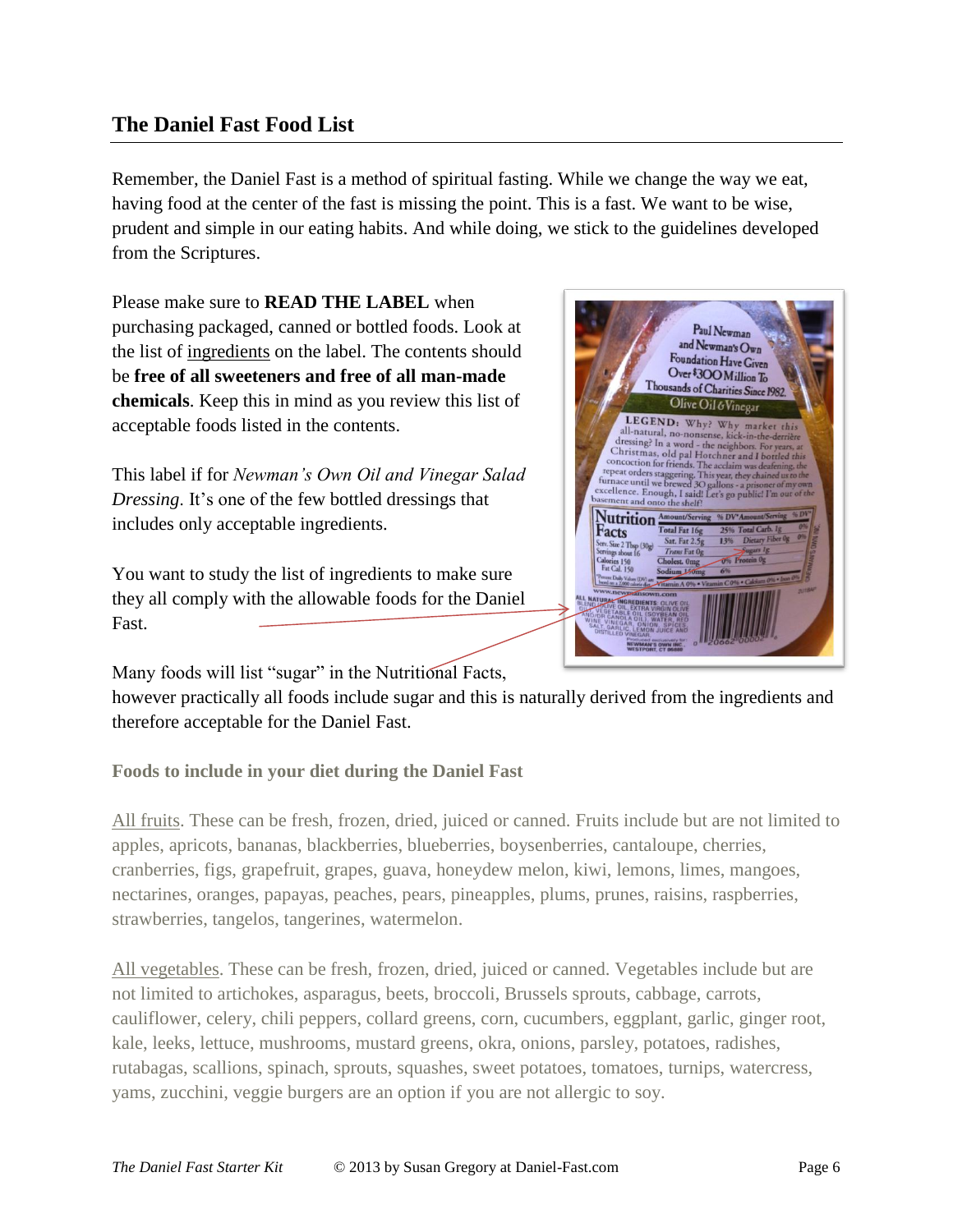## The Daniel Fast Food List

Remember, the Daniel Fast is a method of spiritual fasting. While we change the way we eat, having food at the center of the fast is missing the point. This is a fast. We want to be wise, prudent and simple in our eating habits. And while doing, we stick to the guidelines developed from the Scriptures.

Please make sure to **READ THE LABEL** when purchasing packaged, canned or bottled foods. Look at the list of ingredients on the label. The contents should be **free of all sweeteners and free of all man-made chemicals**. Keep this in mind as you review this list of acceptable foods listed in the contents.

This label if for *Newman's Own Oil and Vinegar Salad Dressing*. It's one of the few bottled dressings that includes only acceptable ingredients.

You want to study the list of ingredients to make sure they all comply with the allowable foods for the Daniel Fast.

Many foods will list "sugar" in the Nutritional Facts, however practically all foods include sugar and this is naturally derived from the ingredients and therefore acceptable for the Daniel Fast.

### Foods to include in your diet during the Daniel Fast

All fruits. These can be fresh, frozen, dried, juiced or canned. Fruits include but are not limited to apples, apricots, bananas, blackberries, blueberries, boysenberries, cantaloupe, cherries, cranberries, figs, grapefruit, grapes, guava, honeydew melon, kiwi, lemons, limes, mangoes, nectarines, oranges, papayas, peaches, pears, pineapples, plums, prunes, raisins, raspberries, strawberries, tangelos, tangerines, watermelon.

All vegetables. These can be fresh, frozen, dried, juiced or canned. Vegetables include but are not limited to artichokes, asparagus, beets, broccoli, Brussels sprouts, cabbage, carrots, cauliflower, celery, chili peppers, collard greens, corn, cucumbers, eggplant, garlic, ginger root, kale, leeks, lettuce, mushrooms, mustard greens, okra, onions, parsley, potatoes, radishes, rutabagas, scallions, spinach, sprouts, squashes, sweet potatoes, tomatoes, turnips, watercress, yams, zucchini, veggie burgers are an option if you are not allergic to soy.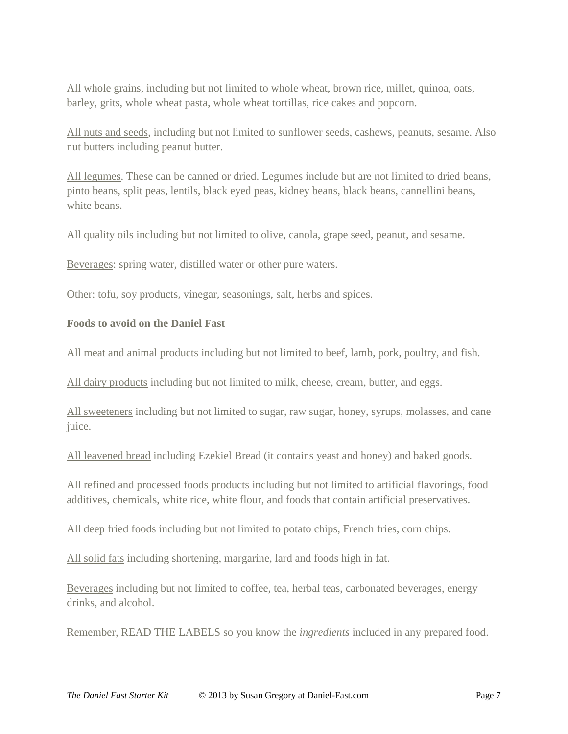All whole grains, including but not limited to whole wheat, brown rice, millet, quinoa, oats, barley, grits, whole wheat pasta, whole wheat tortillas, rice cakes and popcorn.

All nuts and seeds, including but not limited to sunflower seeds, cashews, peanuts, sesame. Also nut butters including peanut butter.

All legumes. These can be canned or dried. Legumes include but are not limited to dried beans, pinto beans, split peas, lentils, black eyed peas, kidney beans, black beans, cannellini beans, white beans.

All quality oils including but not limited to olive, canola, grape seed, peanut, and sesame.

Beverages: spring water, distilled water or other pure waters.

Other: tofu, soy products, vinegar, seasonings, salt, herbs and spices.

**Foods to avoid on the Daniel Fast**

All meat and animal products including but not limited to beef, lamb, pork, poultry, and fish.

All dairy products including but not limited to milk, cheese, cream, butter, and eggs.

All sweeteners including but not limited to sugar, raw sugar, honey, syrups, molasses, and cane juice.

All leavened bread including Ezekiel Bread (it contains yeast and honey) and baked goods.

All refined and processed foods products including but not limited to artificial flavorings, food additives, chemicals, white rice, white flour, and foods that contain artificial preservatives.

All deep fried foods including but not limited to potato chips, French fries, corn chips.

All solid fats including shortening, margarine, lard and foods high in fat.

Beverages including but not limited to coffee, tea, herbal teas, carbonated beverages, energy drinks, and alcohol.

Remember, READ THE LABELS so you know the *ingredients* included in any prepared food.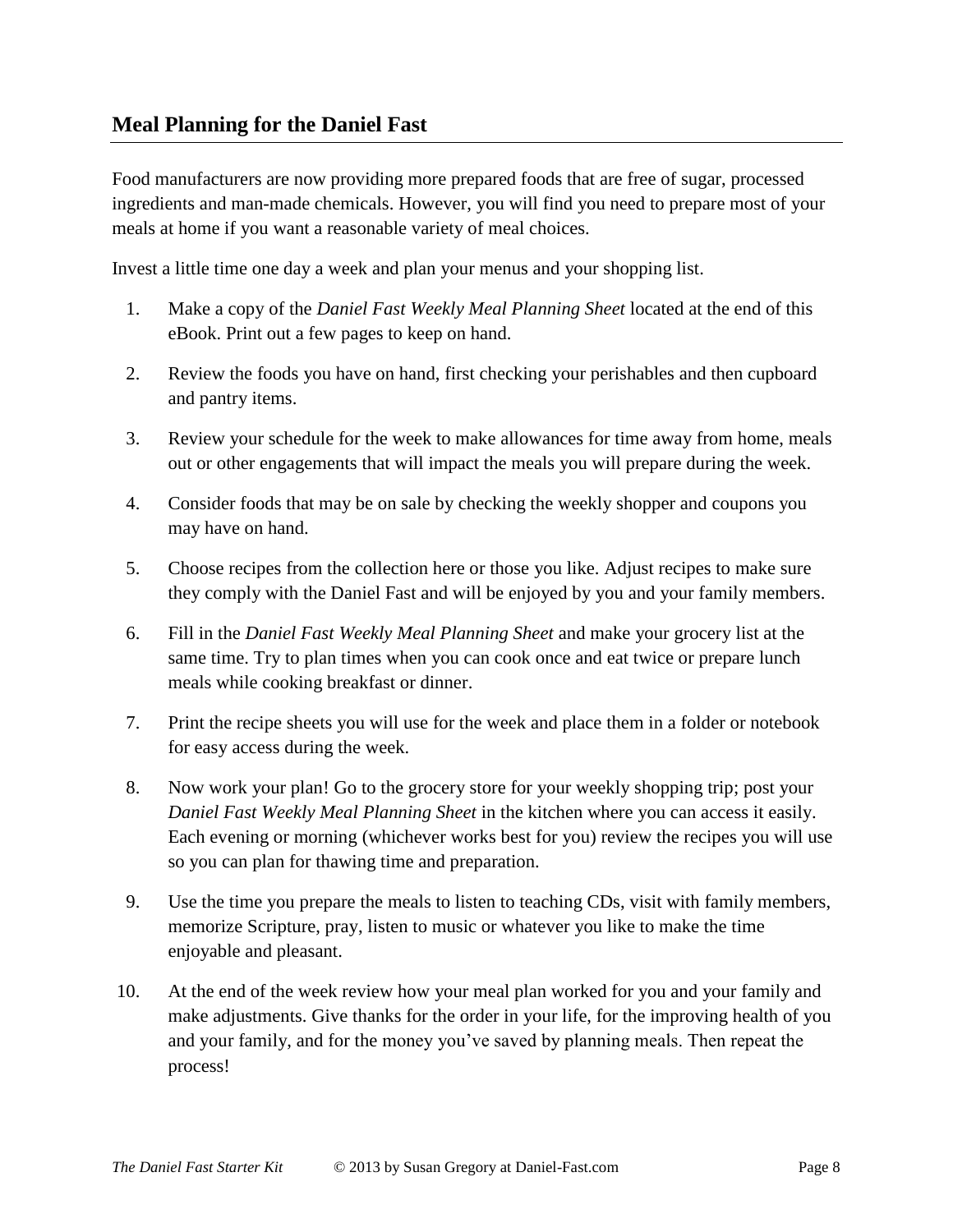## Meal Planning for the Daniel Fast

Food manufacturers are now providing more prepared foods that are free of sugar, processed ingredients and man-made chemicals. However, you will find you need to prepare most of your meals at home if you want a reasonable variety of meal choices.

Invest a little time one day a week and plan your menus and your shopping list.

1. Make a copy of the *Daniel Fast Weekly Meal Planning Sheet* located at the end of this eBook. Print out a few pages to keep on hand.
2. Review the foods you have on hand, first checking your perishables and then cupboard and pantry items.
3. Review your schedule for the week to make allowances for time away from home, meals out or other engagements that will impact the meals you will prepare during the week.
4. Consider foods that may be on sale by checking the weekly shopper and coupons you may have on hand.
5. Choose recipes from the collection here or those you like. Adjust recipes to make sure they comply with the Daniel Fast and will be enjoyed by you and your family members.
6. Fill in the *Daniel Fast Weekly Meal Planning Sheet* and make your grocery list at the same time. Try to plan times when you can cook once and eat twice or prepare lunch meals while cooking breakfast or dinner.
7. Print the recipe sheets you will use for the week and place them in a folder or notebook for easy access during the week.
8. Now work your plan! Go to the grocery store for your weekly shopping trip; post your *Daniel Fast Weekly Meal Planning Sheet* in the kitchen where you can access it easily. Each evening or morning (whichever works best for you) review the recipes you will use so you can plan for thawing time and preparation.
9. Use the time you prepare the meals to listen to teaching CDs, visit with family members, memorize Scripture, pray, listen to music or whatever you like to make the time enjoyable and pleasant.
10. At the end of the week review how your meal plan worked for you and your family and make adjustments. Give thanks for the order in your life, for the improving health of you and your family, and for the money you've saved by planning meals. Then repeat the process!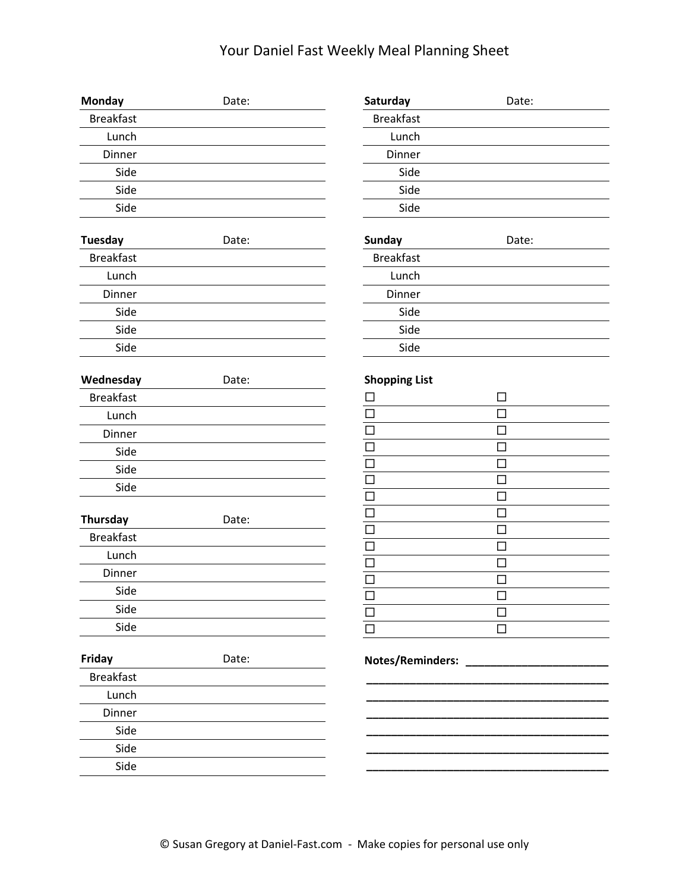# Your Daniel Fast Weekly Meal Planning Sheet

| **Monday** | Date: |
|---|---|
| Breakfast | |
| Lunch | |
| Dinner | |
| Side | |
| Side | |
| Side | |

| **Tuesday** | Date: |
|---|---|
| Breakfast | |
| Lunch | |
| Dinner | |
| Side | |
| Side | |
| Side | |

| **Wednesday** | Date: |
|---|---|
| Breakfast | |
| Lunch | |
| Dinner | |
| Side | |
| Side | |
| Side | |

| **Thursday** | Date: |
|---|---|
| Breakfast | |
| Lunch | |
| Dinner | |
| Side | |
| Side | |
| Side | |

| **Friday** | Date: |
|---|---|
| Breakfast | |
| Lunch | |
| Dinner | |
| Side | |
| Side | |
| Side | |

| **Saturday** | Date: |
|---|---|
| Breakfast | |
| Lunch | |
| Dinner | |
| Side | |
| Side | |
| Side | |

| **Sunday** | Date: |
|---|---|
| Breakfast | |
| Lunch | |
| Dinner | |
| Side | |
| Side | |
| Side | |

**Shopping List**

| | |
|---|---|
| ☐ | ☐ |
| ☐ | ☐ |
| ☐ | ☐ |
| ☐ | ☐ |
| ☐ | ☐ |
| ☐ | ☐ |
| ☐ | ☐ |
| ☐ | ☐ |
| ☐ | ☐ |
| ☐ | ☐ |
| ☐ | ☐ |
| ☐ | ☐ |
| ☐ | ☐ |
| ☐ | ☐ |
| ☐ | ☐ |

**Notes/Reminders:** ________________________

________________________________________

________________________________________

________________________________________

________________________________________

________________________________________

________________________________________

© Susan Gregory at Daniel-Fast.com - Make copies for personal use only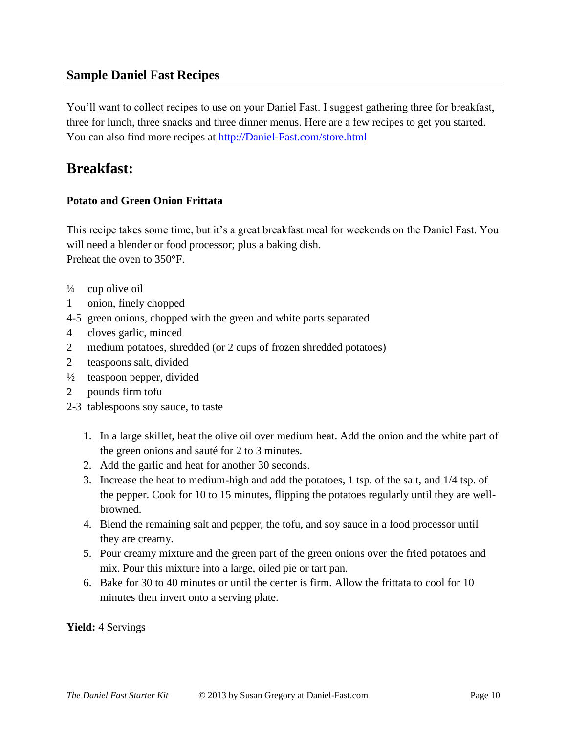## Sample Daniel Fast Recipes

You'll want to collect recipes to use on your Daniel Fast. I suggest gathering three for breakfast, three for lunch, three snacks and three dinner menus. Here are a few recipes to get you started. You can also find more recipes at http://Daniel-Fast.com/store.html

# Breakfast:

**Potato and Green Onion Frittata**

This recipe takes some time, but it's a great breakfast meal for weekends on the Daniel Fast. You will need a blender or food processor; plus a baking dish.
Preheat the oven to 350°F.

¼ cup olive oil
1 onion, finely chopped
4-5 green onions, chopped with the green and white parts separated
4 cloves garlic, minced
2 medium potatoes, shredded (or 2 cups of frozen shredded potatoes)
2 teaspoons salt, divided
½ teaspoon pepper, divided
2 pounds firm tofu
2-3 tablespoons soy sauce, to taste

1. In a large skillet, heat the olive oil over medium heat. Add the onion and the white part of the green onions and sauté for 2 to 3 minutes.
2. Add the garlic and heat for another 30 seconds.
3. Increase the heat to medium-high and add the potatoes, 1 tsp. of the salt, and 1/4 tsp. of the pepper. Cook for 10 to 15 minutes, flipping the potatoes regularly until they are well-browned.
4. Blend the remaining salt and pepper, the tofu, and soy sauce in a food processor until they are creamy.
5. Pour creamy mixture and the green part of the green onions over the fried potatoes and mix. Pour this mixture into a large, oiled pie or tart pan.
6. Bake for 30 to 40 minutes or until the center is firm. Allow the frittata to cool for 10 minutes then invert onto a serving plate.

**Yield:** 4 Servings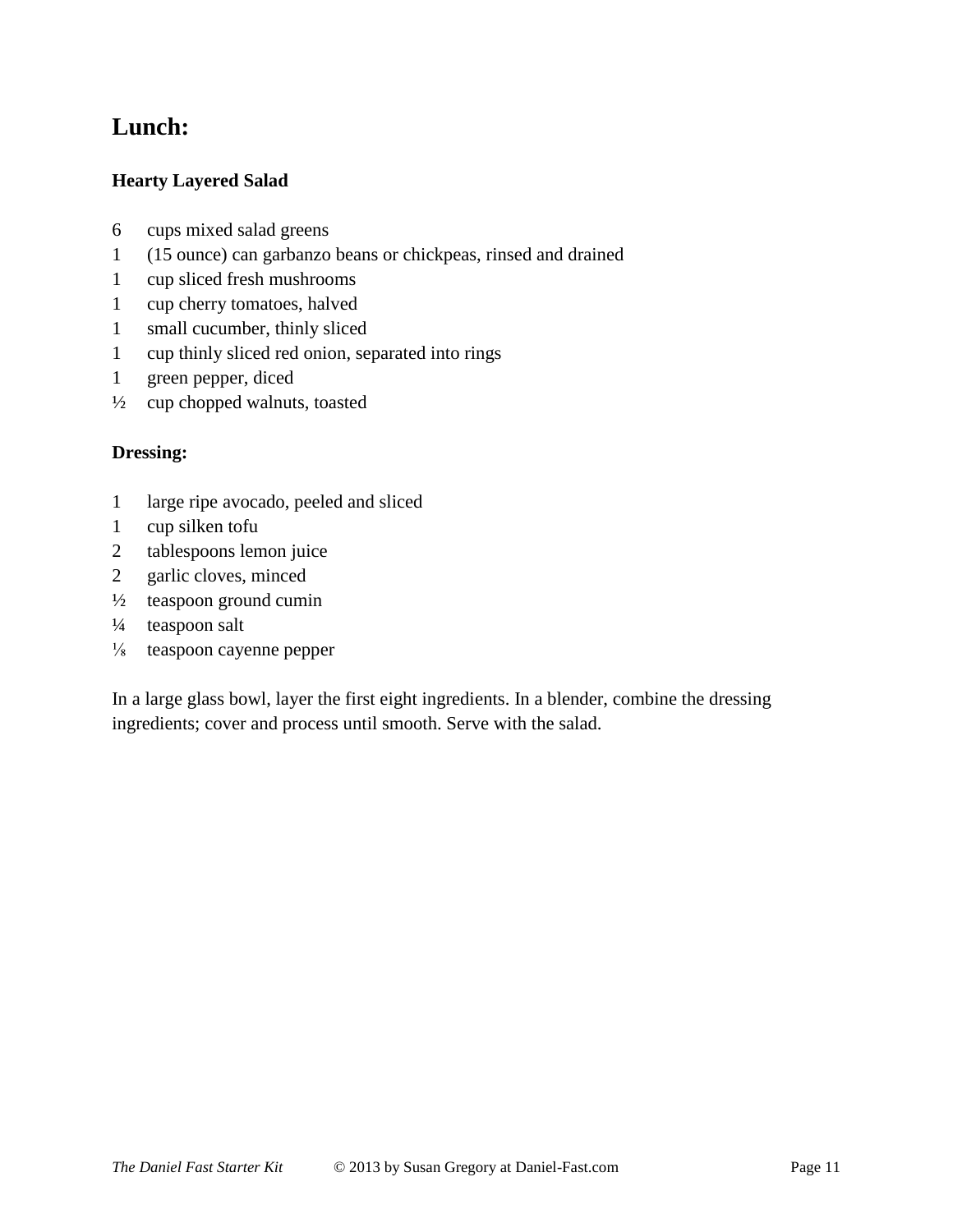## Lunch:

### Hearty Layered Salad

6 cups mixed salad greens
1 (15 ounce) can garbanzo beans or chickpeas, rinsed and drained
1 cup sliced fresh mushrooms
1 cup cherry tomatoes, halved
1 small cucumber, thinly sliced
1 cup thinly sliced red onion, separated into rings
1 green pepper, diced
½ cup chopped walnuts, toasted

### Dressing:

1 large ripe avocado, peeled and sliced
1 cup silken tofu
2 tablespoons lemon juice
2 garlic cloves, minced
½ teaspoon ground cumin
¼ teaspoon salt
⅛ teaspoon cayenne pepper

In a large glass bowl, layer the first eight ingredients. In a blender, combine the dressing ingredients; cover and process until smooth. Serve with the salad.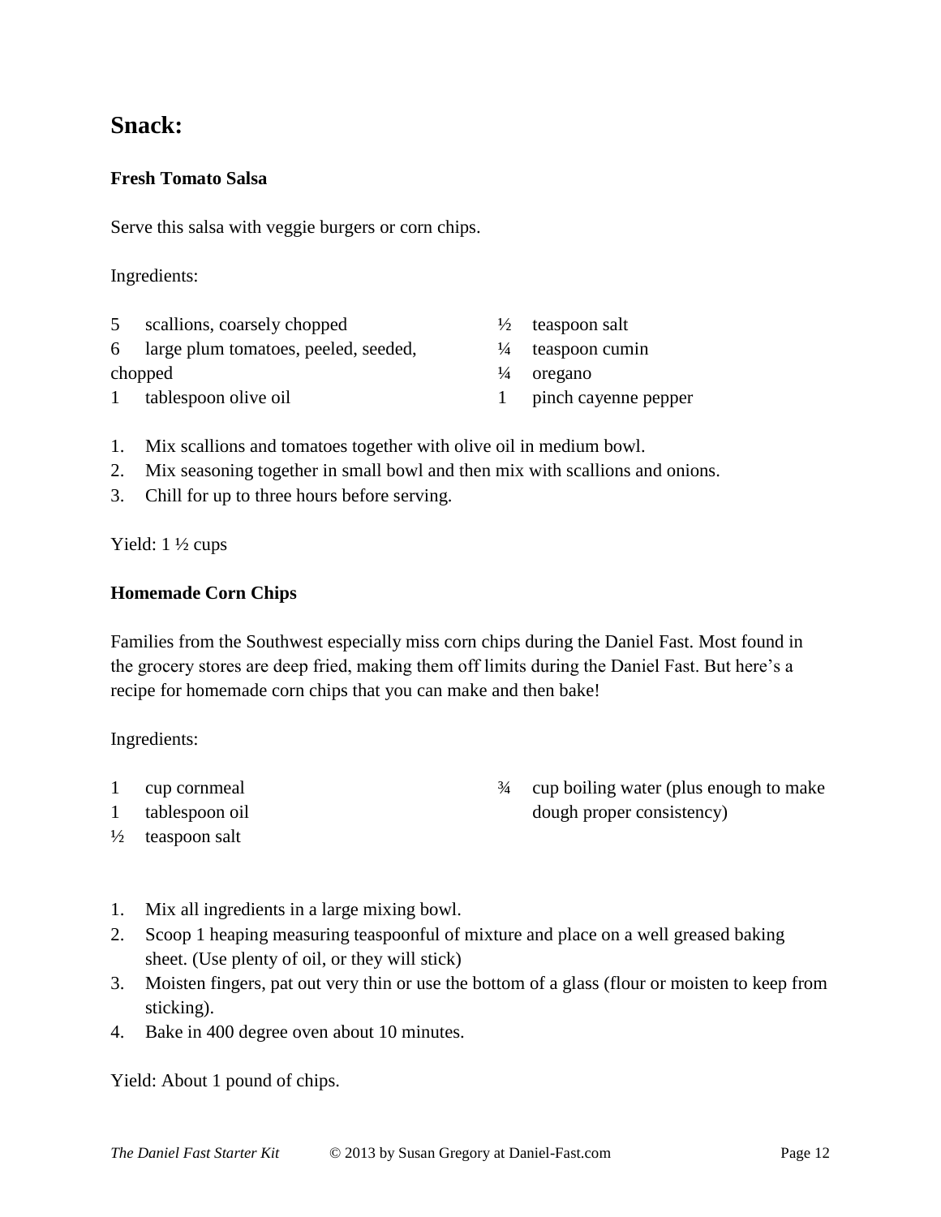## Snack:

### Fresh Tomato Salsa

Serve this salsa with veggie burgers or corn chips.

Ingredients:

- 5 scallions, coarsely chopped
- 6 large plum tomatoes, peeled, seeded, chopped
- 1 tablespoon olive oil
- ½ teaspoon salt
- ¼ teaspoon cumin
- ¼ oregano
- 1 pinch cayenne pepper

1. Mix scallions and tomatoes together with olive oil in medium bowl.
2. Mix seasoning together in small bowl and then mix with scallions and onions.
3. Chill for up to three hours before serving.

Yield: 1 ½ cups

### Homemade Corn Chips

Families from the Southwest especially miss corn chips during the Daniel Fast. Most found in the grocery stores are deep fried, making them off limits during the Daniel Fast. But here's a recipe for homemade corn chips that you can make and then bake!

Ingredients:

- 1 cup cornmeal
- 1 tablespoon oil
- ½ teaspoon salt
- ¾ cup boiling water (plus enough to make dough proper consistency)

1. Mix all ingredients in a large mixing bowl.
2. Scoop 1 heaping measuring teaspoonful of mixture and place on a well greased baking sheet. (Use plenty of oil, or they will stick)
3. Moisten fingers, pat out very thin or use the bottom of a glass (flour or moisten to keep from sticking).
4. Bake in 400 degree oven about 10 minutes.

Yield: About 1 pound of chips.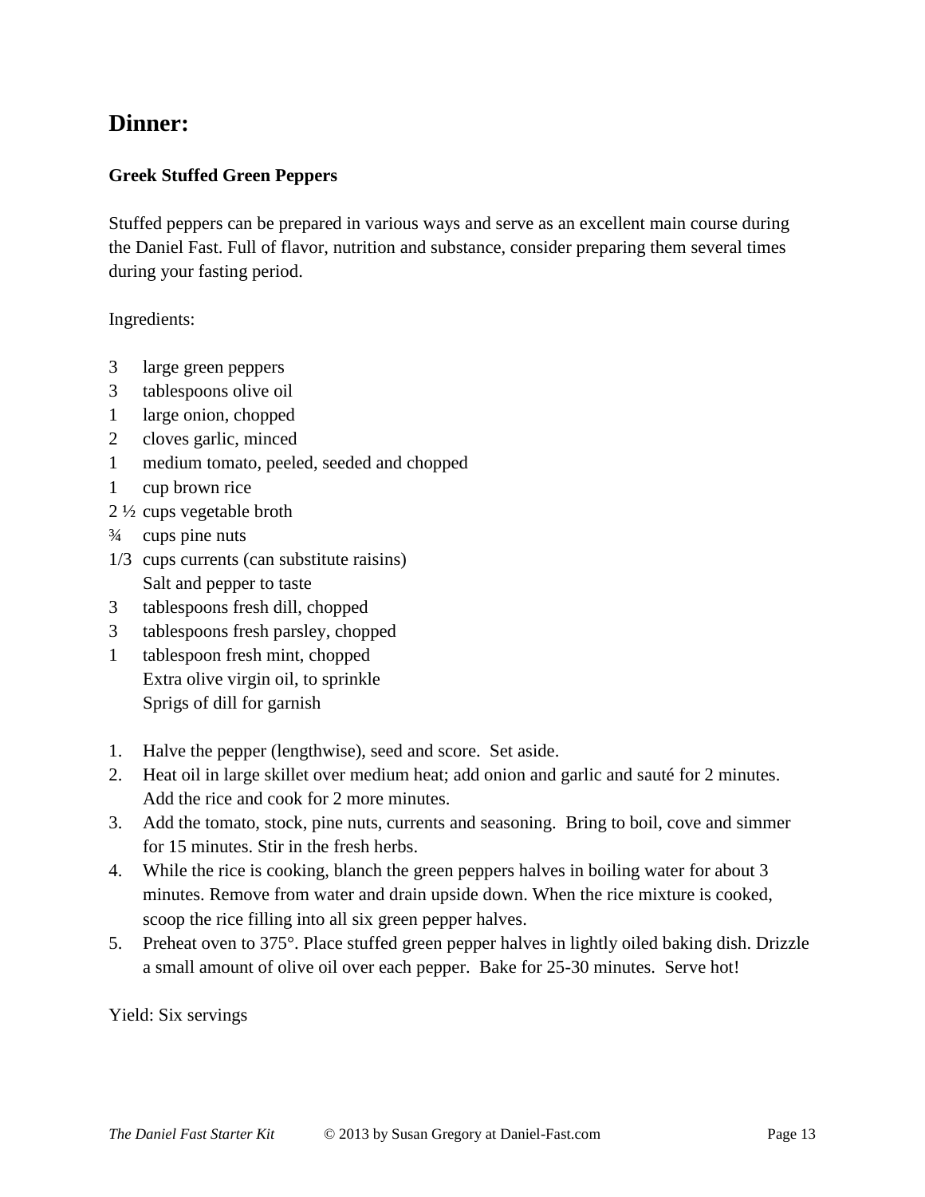# Dinner:

### Greek Stuffed Green Peppers

Stuffed peppers can be prepared in various ways and serve as an excellent main course during the Daniel Fast. Full of flavor, nutrition and substance, consider preparing them several times during your fasting period.

Ingredients:

3 large green peppers
3 tablespoons olive oil
1 large onion, chopped
2 cloves garlic, minced
1 medium tomato, peeled, seeded and chopped
1 cup brown rice
2 ½ cups vegetable broth
¾ cups pine nuts
1/3 cups currents (can substitute raisins)
Salt and pepper to taste
3 tablespoons fresh dill, chopped
3 tablespoons fresh parsley, chopped
1 tablespoon fresh mint, chopped
Extra olive virgin oil, to sprinkle
Sprigs of dill for garnish

1. Halve the pepper (lengthwise), seed and score. Set aside.
2. Heat oil in large skillet over medium heat; add onion and garlic and sauté for 2 minutes. Add the rice and cook for 2 more minutes.
3. Add the tomato, stock, pine nuts, currents and seasoning. Bring to boil, cove and simmer for 15 minutes. Stir in the fresh herbs.
4. While the rice is cooking, blanch the green peppers halves in boiling water for about 3 minutes. Remove from water and drain upside down. When the rice mixture is cooked, scoop the rice filling into all six green pepper halves.
5. Preheat oven to 375°. Place stuffed green pepper halves in lightly oiled baking dish. Drizzle a small amount of olive oil over each pepper. Bake for 25-30 minutes. Serve hot!

Yield: Six servings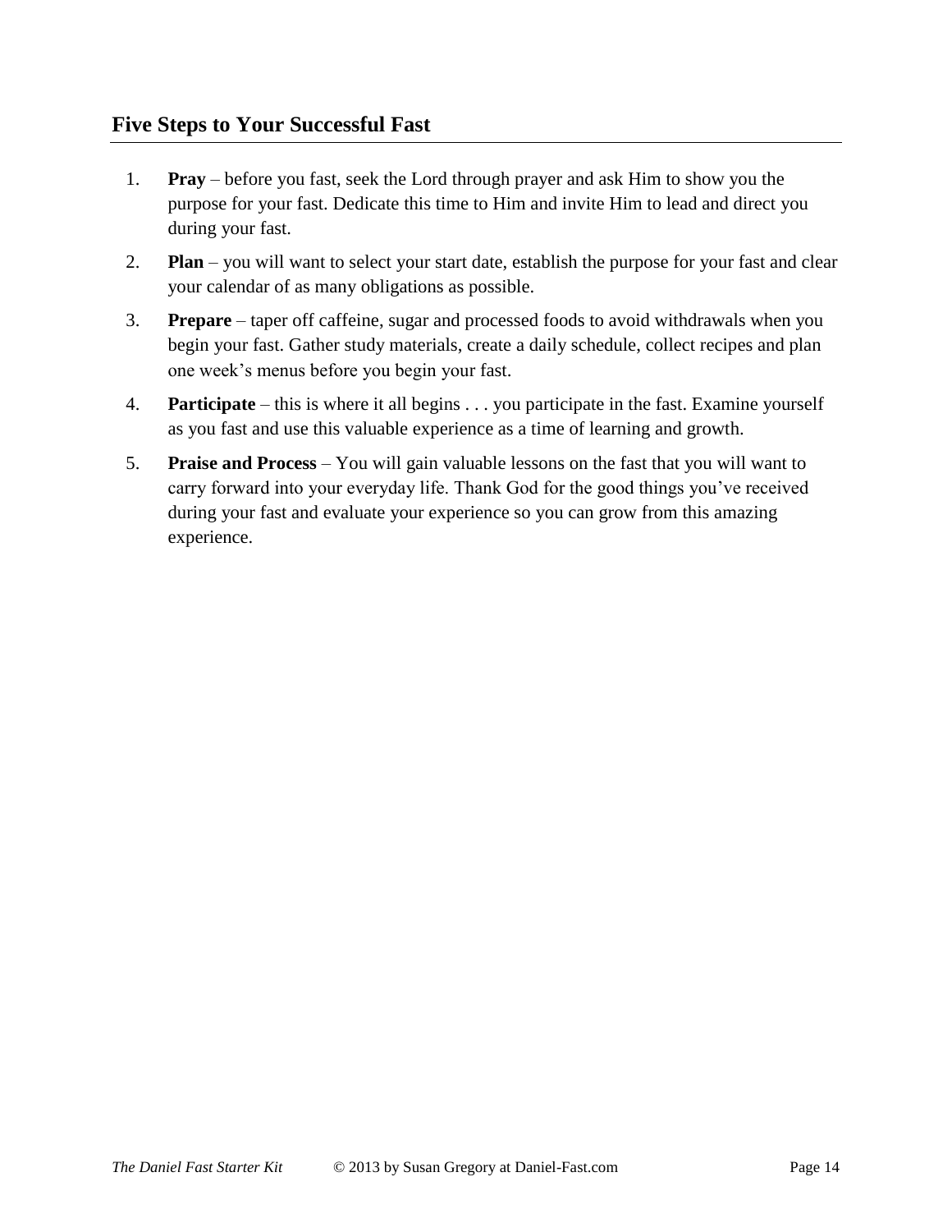## Five Steps to Your Successful Fast

1. **Pray** – before you fast, seek the Lord through prayer and ask Him to show you the purpose for your fast. Dedicate this time to Him and invite Him to lead and direct you during your fast.
2. **Plan** – you will want to select your start date, establish the purpose for your fast and clear your calendar of as many obligations as possible.
3. **Prepare** – taper off caffeine, sugar and processed foods to avoid withdrawals when you begin your fast. Gather study materials, create a daily schedule, collect recipes and plan one week's menus before you begin your fast.
4. **Participate** – this is where it all begins . . . you participate in the fast. Examine yourself as you fast and use this valuable experience as a time of learning and growth.
5. **Praise and Process** – You will gain valuable lessons on the fast that you will want to carry forward into your everyday life. Thank God for the good things you've received during your fast and evaluate your experience so you can grow from this amazing experience.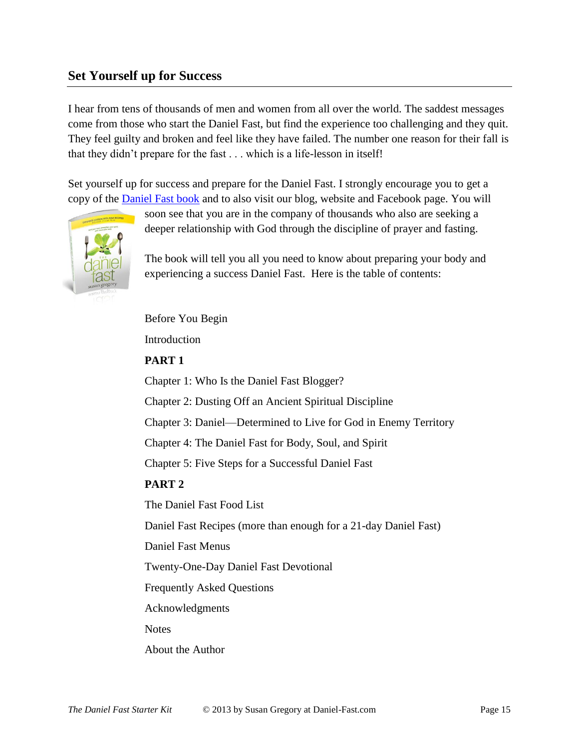## Set Yourself up for Success

I hear from tens of thousands of men and women from all over the world. The saddest messages come from those who start the Daniel Fast, but find the experience too challenging and they quit. They feel guilty and broken and feel like they have failed. The number one reason for their fall is that they didn't prepare for the fast . . . which is a life-lesson in itself!

Set yourself up for success and prepare for the Daniel Fast. I strongly encourage you to get a copy of the Daniel Fast book and to also visit our blog, website and Facebook page. You will soon see that you are in the company of thousands who also are seeking a deeper relationship with God through the discipline of prayer and fasting.

The book will tell you all you need to know about preparing your body and experiencing a success Daniel Fast. Here is the table of contents:

Before You Begin

Introduction

**PART 1**

Chapter 1: Who Is the Daniel Fast Blogger?

Chapter 2: Dusting Off an Ancient Spiritual Discipline

Chapter 3: Daniel—Determined to Live for God in Enemy Territory

Chapter 4: The Daniel Fast for Body, Soul, and Spirit

Chapter 5: Five Steps for a Successful Daniel Fast

**PART 2**

The Daniel Fast Food List

Daniel Fast Recipes (more than enough for a 21-day Daniel Fast)

Daniel Fast Menus

Twenty-One-Day Daniel Fast Devotional

Frequently Asked Questions

Acknowledgments

Notes

About the Author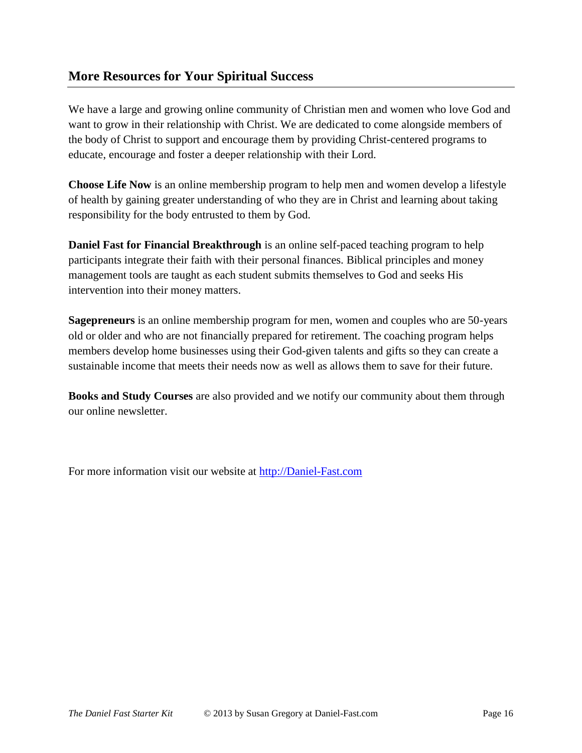## More Resources for Your Spiritual Success

We have a large and growing online community of Christian men and women who love God and want to grow in their relationship with Christ. We are dedicated to come alongside members of the body of Christ to support and encourage them by providing Christ-centered programs to educate, encourage and foster a deeper relationship with their Lord.

**Choose Life Now** is an online membership program to help men and women develop a lifestyle of health by gaining greater understanding of who they are in Christ and learning about taking responsibility for the body entrusted to them by God.

**Daniel Fast for Financial Breakthrough** is an online self-paced teaching program to help participants integrate their faith with their personal finances. Biblical principles and money management tools are taught as each student submits themselves to God and seeks His intervention into their money matters.

**Sagepreneurs** is an online membership program for men, women and couples who are 50-years old or older and who are not financially prepared for retirement. The coaching program helps members develop home businesses using their God-given talents and gifts so they can create a sustainable income that meets their needs now as well as allows them to save for their future.

**Books and Study Courses** are also provided and we notify our community about them through our online newsletter.

For more information visit our website at [http://Daniel-Fast.com](http://Daniel-Fast.com)